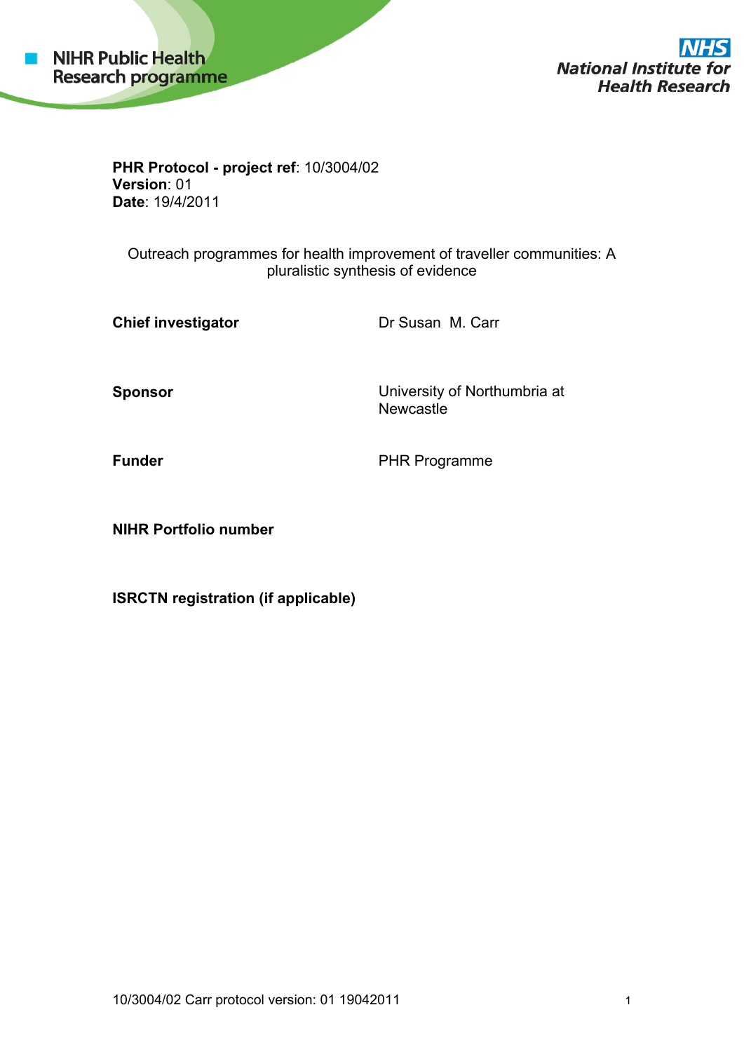NIHR Public Health Research programme

NHS National Institute for Health Research

**PHR Protocol - project ref**: 10/3004/02
**Version**: 01
**Date**: 19/4/2011

Outreach programmes for health improvement of traveller communities: A pluralistic synthesis of evidence

| | |
|---|---|
| **Chief investigator** | Dr Susan M. Carr |
| **Sponsor** | University of Northumbria at Newcastle |
| **Funder** | PHR Programme |
| **NIHR Portfolio number** | |
| **ISRCTN registration (if applicable)** | |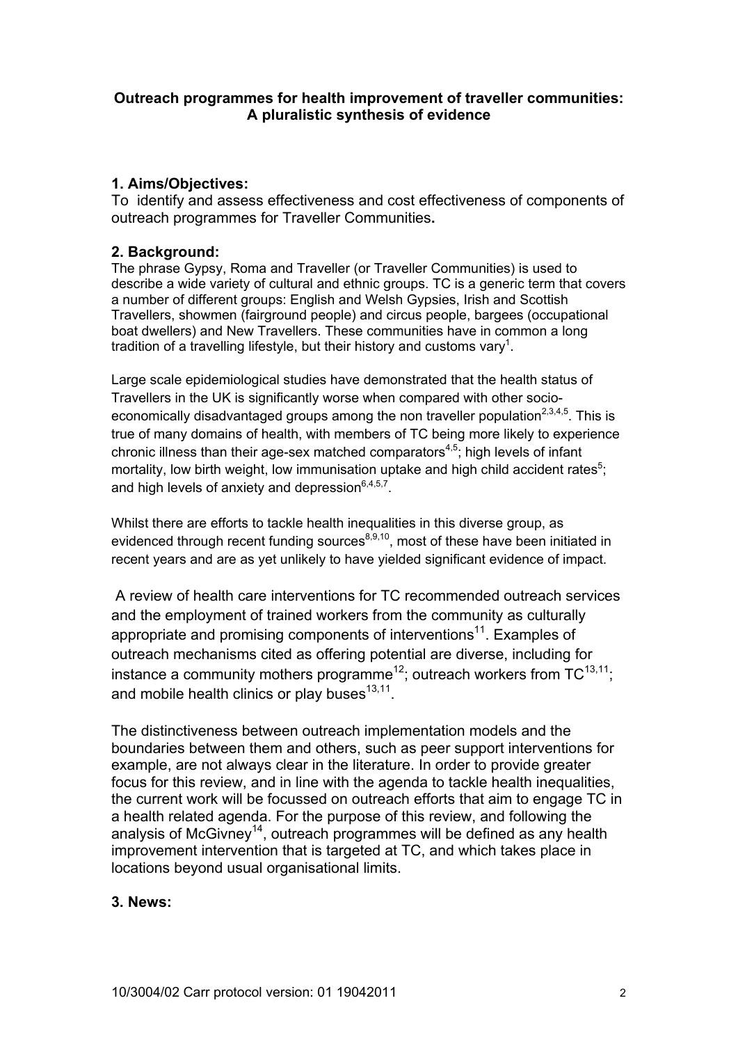**Outreach programmes for health improvement of traveller communities: A pluralistic synthesis of evidence**

## 1. Aims/Objectives:

To identify and assess effectiveness and cost effectiveness of components of outreach programmes for Traveller Communities**.**

## 2. Background:

The phrase Gypsy, Roma and Traveller (or Traveller Communities) is used to describe a wide variety of cultural and ethnic groups. TC is a generic term that covers a number of different groups: English and Welsh Gypsies, Irish and Scottish Travellers, showmen (fairground people) and circus people, bargees (occupational boat dwellers) and New Travellers. These communities have in common a long tradition of a travelling lifestyle, but their history and customs vary[1].

Large scale epidemiological studies have demonstrated that the health status of Travellers in the UK is significantly worse when compared with other socio-economically disadvantaged groups among the non traveller population[2,3,4,5]. This is true of many domains of health, with members of TC being more likely to experience chronic illness than their age-sex matched comparators[4,5]; high levels of infant mortality, low birth weight, low immunisation uptake and high child accident rates[5]; and high levels of anxiety and depression[6,4,5,7].

Whilst there are efforts to tackle health inequalities in this diverse group, as evidenced through recent funding sources[8,9,10], most of these have been initiated in recent years and are as yet unlikely to have yielded significant evidence of impact.

A review of health care interventions for TC recommended outreach services and the employment of trained workers from the community as culturally appropriate and promising components of interventions[11]. Examples of outreach mechanisms cited as offering potential are diverse, including for instance a community mothers programme[12]; outreach workers from TC[13,11]; and mobile health clinics or play buses[13,11].

The distinctiveness between outreach implementation models and the boundaries between them and others, such as peer support interventions for example, are not always clear in the literature. In order to provide greater focus for this review, and in line with the agenda to tackle health inequalities, the current work will be focussed on outreach efforts that aim to engage TC in a health related agenda. For the purpose of this review, and following the analysis of McGivney[14], outreach programmes will be defined as any health improvement intervention that is targeted at TC, and which takes place in locations beyond usual organisational limits.

## 3. News: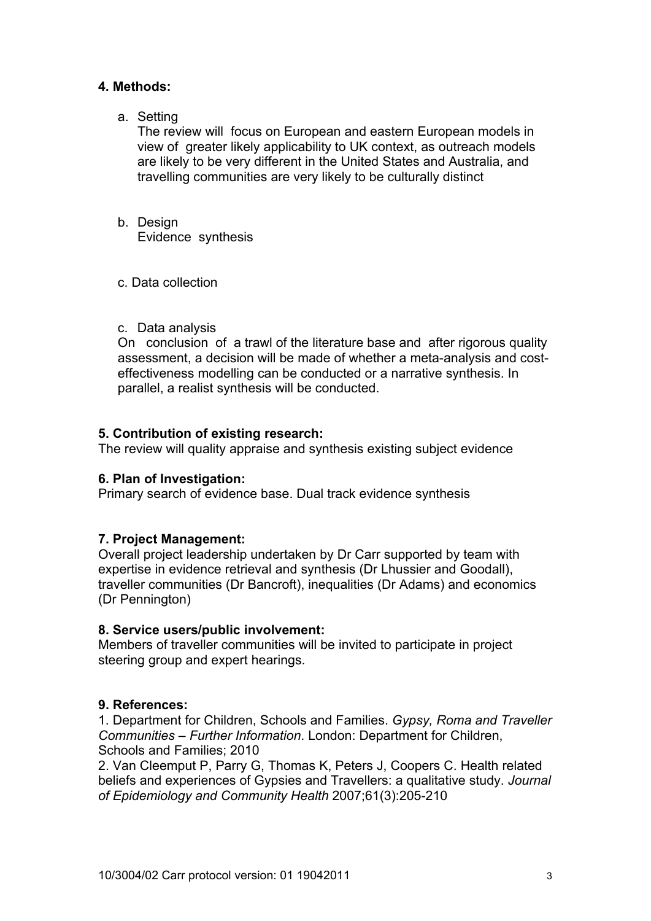**4. Methods:**

a. Setting

The review will focus on European and eastern European models in view of greater likely applicability to UK context, as outreach models are likely to be very different in the United States and Australia, and travelling communities are very likely to be culturally distinct

b. Design

Evidence synthesis

c. Data collection

c. Data analysis

On conclusion of a trawl of the literature base and after rigorous quality assessment, a decision will be made of whether a meta-analysis and cost-effectiveness modelling can be conducted or a narrative synthesis. In parallel, a realist synthesis will be conducted.

**5. Contribution of existing research:**

The review will quality appraise and synthesis existing subject evidence

**6. Plan of Investigation:**

Primary search of evidence base. Dual track evidence synthesis

**7. Project Management:**

Overall project leadership undertaken by Dr Carr supported by team with expertise in evidence retrieval and synthesis (Dr Lhussier and Goodall), traveller communities (Dr Bancroft), inequalities (Dr Adams) and economics (Dr Pennington)

**8. Service users/public involvement:**

Members of traveller communities will be invited to participate in project steering group and expert hearings.

**9. References:**

1. Department for Children, Schools and Families. *Gypsy, Roma and Traveller Communities – Further Information*. London: Department for Children, Schools and Families; 2010
2. Van Cleemput P, Parry G, Thomas K, Peters J, Coopers C. Health related beliefs and experiences of Gypsies and Travellers: a qualitative study. *Journal of Epidemiology and Community Health* 2007;61(3):205-210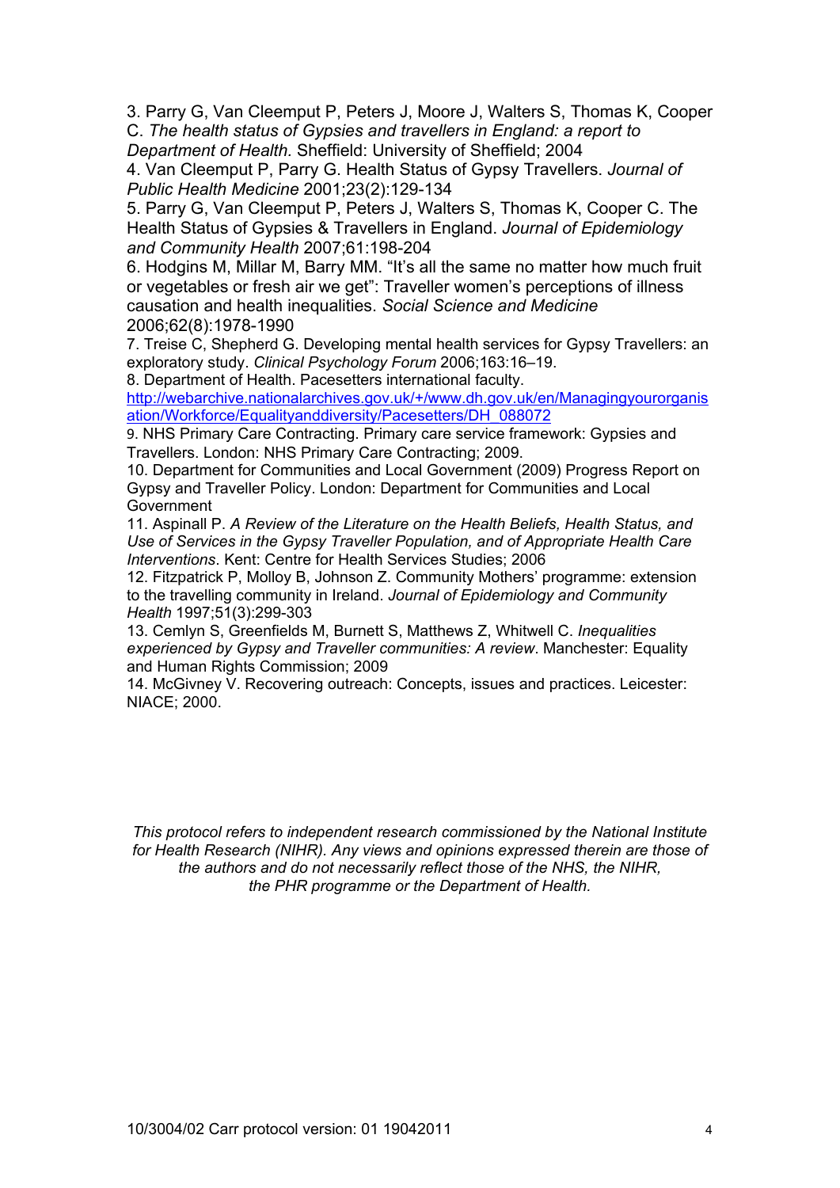3. Parry G, Van Cleemput P, Peters J, Moore J, Walters S, Thomas K, Cooper C. *The health status of Gypsies and travellers in England: a report to Department of Health.* Sheffield: University of Sheffield; 2004

4. Van Cleemput P, Parry G. Health Status of Gypsy Travellers. *Journal of Public Health Medicine* 2001;23(2):129-134

5. Parry G, Van Cleemput P, Peters J, Walters S, Thomas K, Cooper C. The Health Status of Gypsies & Travellers in England. *Journal of Epidemiology and Community Health* 2007;61:198-204

6. Hodgins M, Millar M, Barry MM. "It's all the same no matter how much fruit or vegetables or fresh air we get": Traveller women's perceptions of illness causation and health inequalities. *Social Science and Medicine* 2006;62(8):1978-1990

7. Treise C, Shepherd G. Developing mental health services for Gypsy Travellers: an exploratory study. *Clinical Psychology Forum* 2006;163:16–19.

8. Department of Health. Pacesetters international faculty. http://webarchive.nationalarchives.gov.uk/+/www.dh.gov.uk/en/Managingyourorganisation/Workforce/Equalityanddiversity/Pacesetters/DH_088072

9. NHS Primary Care Contracting. Primary care service framework: Gypsies and Travellers. London: NHS Primary Care Contracting; 2009.

10. Department for Communities and Local Government (2009) Progress Report on Gypsy and Traveller Policy. London: Department for Communities and Local Government

11. Aspinall P. *A Review of the Literature on the Health Beliefs, Health Status, and Use of Services in the Gypsy Traveller Population, and of Appropriate Health Care Interventions*. Kent: Centre for Health Services Studies; 2006

12. Fitzpatrick P, Molloy B, Johnson Z. Community Mothers' programme: extension to the travelling community in Ireland. *Journal of Epidemiology and Community Health* 1997;51(3):299-303

13. Cemlyn S, Greenfields M, Burnett S, Matthews Z, Whitwell C. *Inequalities experienced by Gypsy and Traveller communities: A review*. Manchester: Equality and Human Rights Commission; 2009

14. McGivney V. Recovering outreach: Concepts, issues and practices. Leicester: NIACE; 2000.

*This protocol refers to independent research commissioned by the National Institute for Health Research (NIHR). Any views and opinions expressed therein are those of the authors and do not necessarily reflect those of the NHS, the NIHR, the PHR programme or the Department of Health.*

10/3004/02 Carr protocol version: 01 19042011